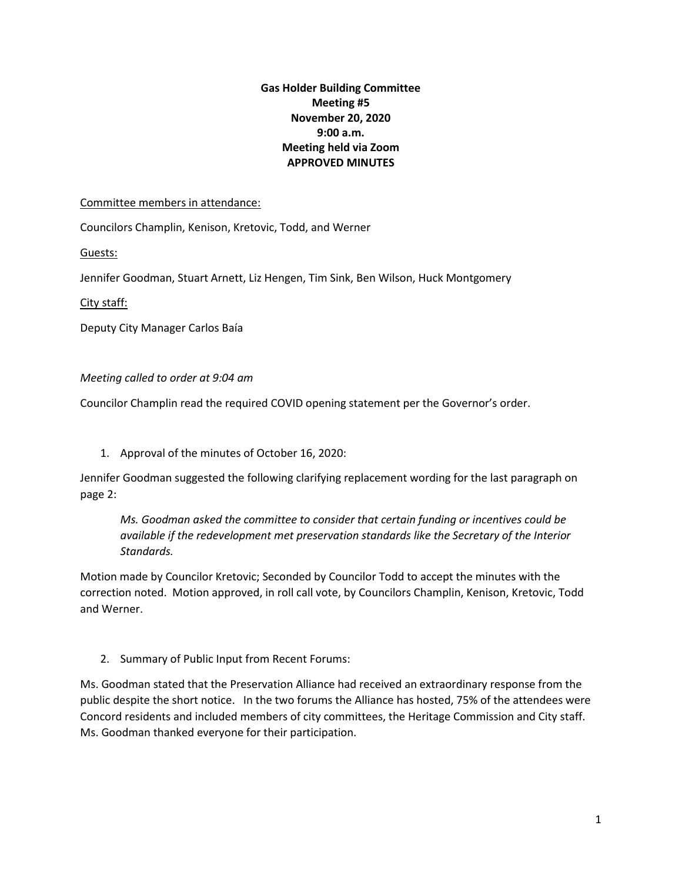**Gas Holder Building Committee**
**Meeting #5**
**November 20, 2020**
**9:00 a.m.**
**Meeting held via Zoom**
**APPROVED MINUTES**

Committee members in attendance:

Councilors Champlin, Kenison, Kretovic, Todd, and Werner

Guests:

Jennifer Goodman, Stuart Arnett, Liz Hengen, Tim Sink, Ben Wilson, Huck Montgomery

City staff:

Deputy City Manager Carlos Baía

*Meeting called to order at 9:04 am*

Councilor Champlin read the required COVID opening statement per the Governor's order.

1. Approval of the minutes of October 16, 2020:

Jennifer Goodman suggested the following clarifying replacement wording for the last paragraph on page 2:

> *Ms. Goodman asked the committee to consider that certain funding or incentives could be available if the redevelopment met preservation standards like the Secretary of the Interior Standards.*

Motion made by Councilor Kretovic; Seconded by Councilor Todd to accept the minutes with the correction noted. Motion approved, in roll call vote, by Councilors Champlin, Kenison, Kretovic, Todd and Werner.

2. Summary of Public Input from Recent Forums:

Ms. Goodman stated that the Preservation Alliance had received an extraordinary response from the public despite the short notice. In the two forums the Alliance has hosted, 75% of the attendees were Concord residents and included members of city committees, the Heritage Commission and City staff. Ms. Goodman thanked everyone for their participation.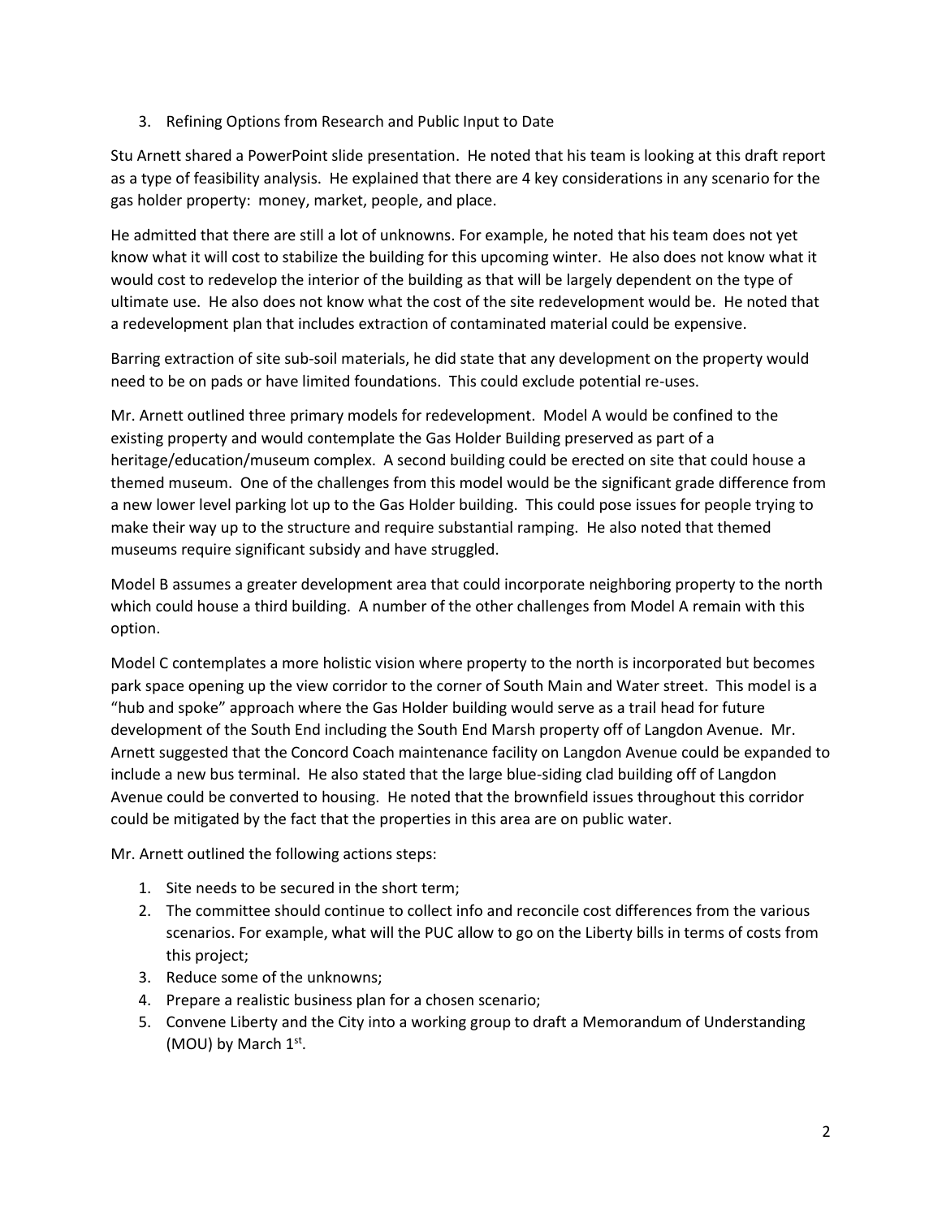3. Refining Options from Research and Public Input to Date

Stu Arnett shared a PowerPoint slide presentation. He noted that his team is looking at this draft report as a type of feasibility analysis. He explained that there are 4 key considerations in any scenario for the gas holder property: money, market, people, and place.

He admitted that there are still a lot of unknowns. For example, he noted that his team does not yet know what it will cost to stabilize the building for this upcoming winter. He also does not know what it would cost to redevelop the interior of the building as that will be largely dependent on the type of ultimate use. He also does not know what the cost of the site redevelopment would be. He noted that a redevelopment plan that includes extraction of contaminated material could be expensive.

Barring extraction of site sub-soil materials, he did state that any development on the property would need to be on pads or have limited foundations. This could exclude potential re-uses.

Mr. Arnett outlined three primary models for redevelopment. Model A would be confined to the existing property and would contemplate the Gas Holder Building preserved as part of a heritage/education/museum complex. A second building could be erected on site that could house a themed museum. One of the challenges from this model would be the significant grade difference from a new lower level parking lot up to the Gas Holder building. This could pose issues for people trying to make their way up to the structure and require substantial ramping. He also noted that themed museums require significant subsidy and have struggled.

Model B assumes a greater development area that could incorporate neighboring property to the north which could house a third building. A number of the other challenges from Model A remain with this option.

Model C contemplates a more holistic vision where property to the north is incorporated but becomes park space opening up the view corridor to the corner of South Main and Water street. This model is a "hub and spoke" approach where the Gas Holder building would serve as a trail head for future development of the South End including the South End Marsh property off of Langdon Avenue. Mr. Arnett suggested that the Concord Coach maintenance facility on Langdon Avenue could be expanded to include a new bus terminal. He also stated that the large blue-siding clad building off of Langdon Avenue could be converted to housing. He noted that the brownfield issues throughout this corridor could be mitigated by the fact that the properties in this area are on public water.

Mr. Arnett outlined the following actions steps:

1. Site needs to be secured in the short term;
2. The committee should continue to collect info and reconcile cost differences from the various scenarios. For example, what will the PUC allow to go on the Liberty bills in terms of costs from this project;
3. Reduce some of the unknowns;
4. Prepare a realistic business plan for a chosen scenario;
5. Convene Liberty and the City into a working group to draft a Memorandum of Understanding (MOU) by March 1st.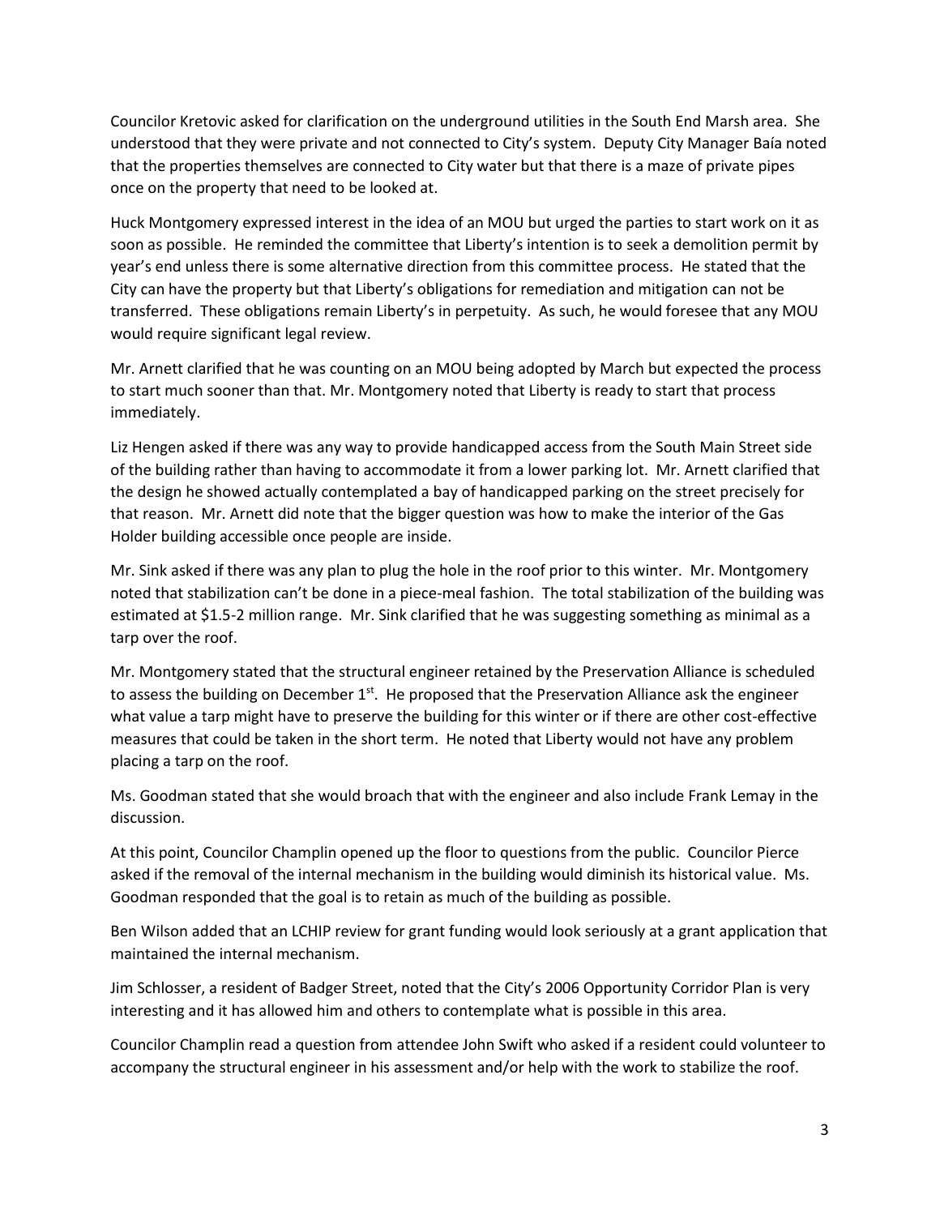Councilor Kretovic asked for clarification on the underground utilities in the South End Marsh area. She understood that they were private and not connected to City's system. Deputy City Manager Baía noted that the properties themselves are connected to City water but that there is a maze of private pipes once on the property that need to be looked at.

Huck Montgomery expressed interest in the idea of an MOU but urged the parties to start work on it as soon as possible. He reminded the committee that Liberty's intention is to seek a demolition permit by year's end unless there is some alternative direction from this committee process. He stated that the City can have the property but that Liberty's obligations for remediation and mitigation can not be transferred. These obligations remain Liberty's in perpetuity. As such, he would foresee that any MOU would require significant legal review.

Mr. Arnett clarified that he was counting on an MOU being adopted by March but expected the process to start much sooner than that. Mr. Montgomery noted that Liberty is ready to start that process immediately.

Liz Hengen asked if there was any way to provide handicapped access from the South Main Street side of the building rather than having to accommodate it from a lower parking lot. Mr. Arnett clarified that the design he showed actually contemplated a bay of handicapped parking on the street precisely for that reason. Mr. Arnett did note that the bigger question was how to make the interior of the Gas Holder building accessible once people are inside.

Mr. Sink asked if there was any plan to plug the hole in the roof prior to this winter. Mr. Montgomery noted that stabilization can't be done in a piece-meal fashion. The total stabilization of the building was estimated at $1.5-2 million range. Mr. Sink clarified that he was suggesting something as minimal as a tarp over the roof.

Mr. Montgomery stated that the structural engineer retained by the Preservation Alliance is scheduled to assess the building on December 1st. He proposed that the Preservation Alliance ask the engineer what value a tarp might have to preserve the building for this winter or if there are other cost-effective measures that could be taken in the short term. He noted that Liberty would not have any problem placing a tarp on the roof.

Ms. Goodman stated that she would broach that with the engineer and also include Frank Lemay in the discussion.

At this point, Councilor Champlin opened up the floor to questions from the public. Councilor Pierce asked if the removal of the internal mechanism in the building would diminish its historical value. Ms. Goodman responded that the goal is to retain as much of the building as possible.

Ben Wilson added that an LCHIP review for grant funding would look seriously at a grant application that maintained the internal mechanism.

Jim Schlosser, a resident of Badger Street, noted that the City's 2006 Opportunity Corridor Plan is very interesting and it has allowed him and others to contemplate what is possible in this area.

Councilor Champlin read a question from attendee John Swift who asked if a resident could volunteer to accompany the structural engineer in his assessment and/or help with the work to stabilize the roof.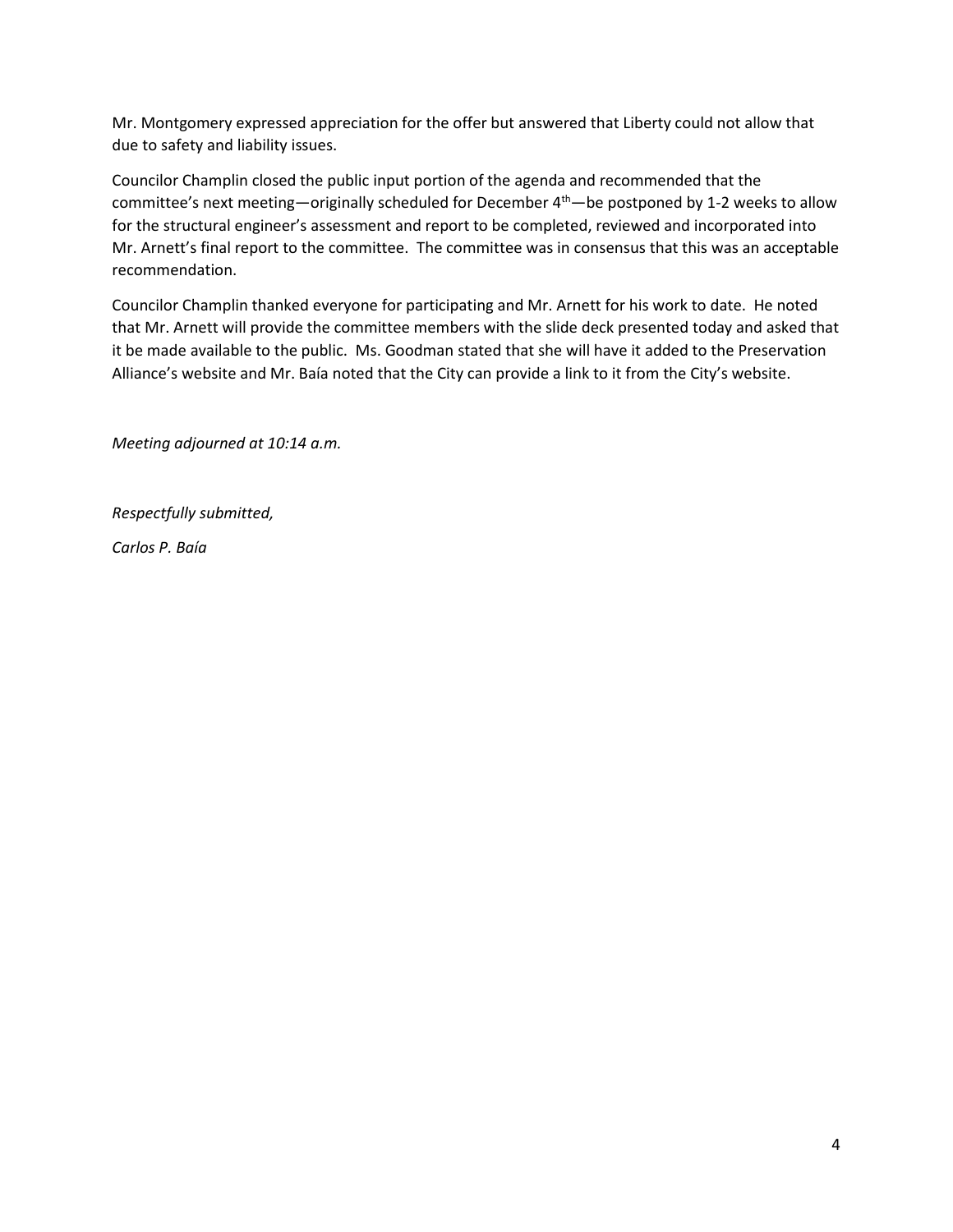Mr. Montgomery expressed appreciation for the offer but answered that Liberty could not allow that due to safety and liability issues.

Councilor Champlin closed the public input portion of the agenda and recommended that the committee's next meeting—originally scheduled for December 4th—be postponed by 1-2 weeks to allow for the structural engineer's assessment and report to be completed, reviewed and incorporated into Mr. Arnett's final report to the committee. The committee was in consensus that this was an acceptable recommendation.

Councilor Champlin thanked everyone for participating and Mr. Arnett for his work to date. He noted that Mr. Arnett will provide the committee members with the slide deck presented today and asked that it be made available to the public. Ms. Goodman stated that she will have it added to the Preservation Alliance's website and Mr. Baía noted that the City can provide a link to it from the City's website.

*Meeting adjourned at 10:14 a.m.*

*Respectfully submitted,*

*Carlos P. Baía*